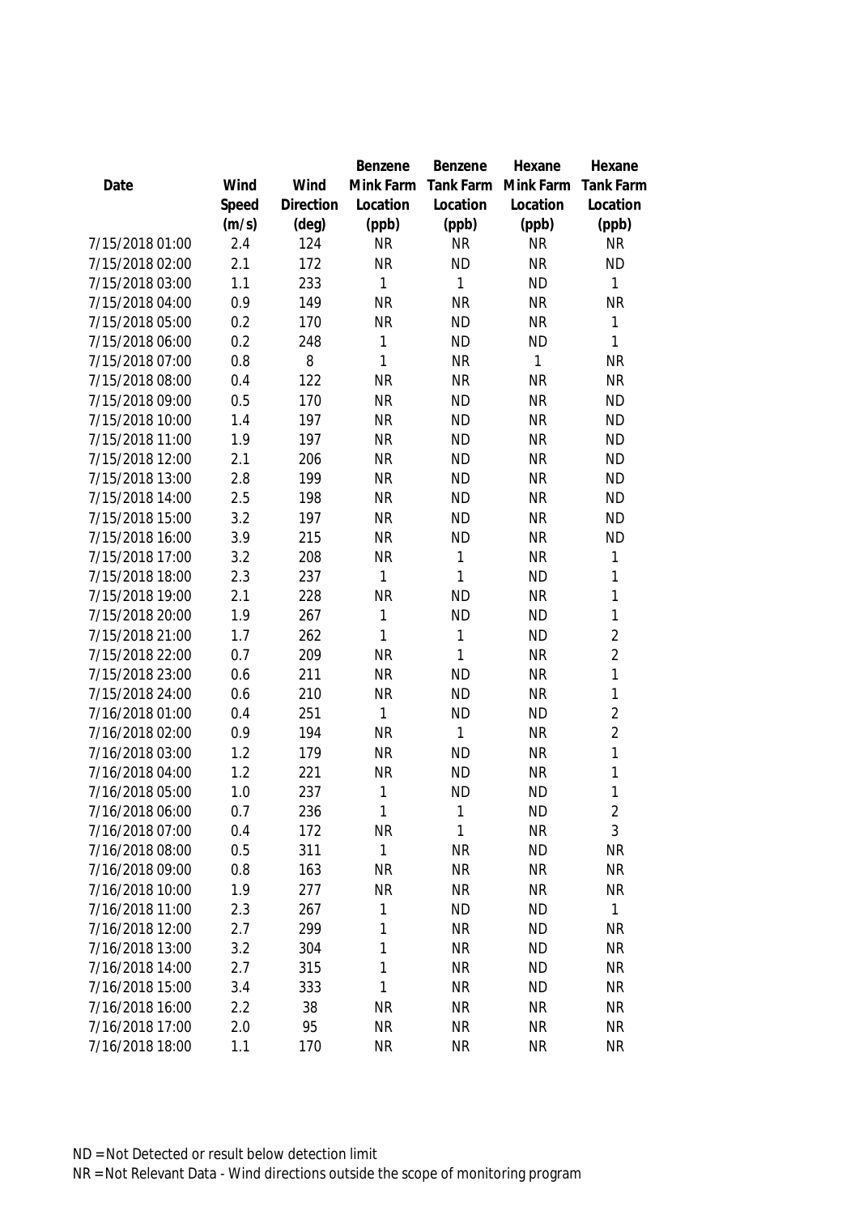| Date | Wind Speed (m/s) | Wind Direction (deg) | Benzene Mink Farm Location (ppb) | Benzene Tank Farm Location (ppb) | Hexane Mink Farm Location (ppb) | Hexane Tank Farm Location (ppb) |
|---|---|---|---|---|---|---|
| 7/15/2018 01:00 | 2.4 | 124 | NR | NR | NR | NR |
| 7/15/2018 02:00 | 2.1 | 172 | NR | ND | NR | ND |
| 7/15/2018 03:00 | 1.1 | 233 | 1 | 1 | ND | 1 |
| 7/15/2018 04:00 | 0.9 | 149 | NR | NR | NR | NR |
| 7/15/2018 05:00 | 0.2 | 170 | NR | ND | NR | 1 |
| 7/15/2018 06:00 | 0.2 | 248 | 1 | ND | ND | 1 |
| 7/15/2018 07:00 | 0.8 | 8 | 1 | NR | 1 | NR |
| 7/15/2018 08:00 | 0.4 | 122 | NR | NR | NR | NR |
| 7/15/2018 09:00 | 0.5 | 170 | NR | ND | NR | ND |
| 7/15/2018 10:00 | 1.4 | 197 | NR | ND | NR | ND |
| 7/15/2018 11:00 | 1.9 | 197 | NR | ND | NR | ND |
| 7/15/2018 12:00 | 2.1 | 206 | NR | ND | NR | ND |
| 7/15/2018 13:00 | 2.8 | 199 | NR | ND | NR | ND |
| 7/15/2018 14:00 | 2.5 | 198 | NR | ND | NR | ND |
| 7/15/2018 15:00 | 3.2 | 197 | NR | ND | NR | ND |
| 7/15/2018 16:00 | 3.9 | 215 | NR | ND | NR | ND |
| 7/15/2018 17:00 | 3.2 | 208 | NR | 1 | NR | 1 |
| 7/15/2018 18:00 | 2.3 | 237 | 1 | 1 | ND | 1 |
| 7/15/2018 19:00 | 2.1 | 228 | NR | ND | NR | 1 |
| 7/15/2018 20:00 | 1.9 | 267 | 1 | ND | ND | 1 |
| 7/15/2018 21:00 | 1.7 | 262 | 1 | 1 | ND | 2 |
| 7/15/2018 22:00 | 0.7 | 209 | NR | 1 | NR | 2 |
| 7/15/2018 23:00 | 0.6 | 211 | NR | ND | NR | 1 |
| 7/15/2018 24:00 | 0.6 | 210 | NR | ND | NR | 1 |
| 7/16/2018 01:00 | 0.4 | 251 | 1 | ND | ND | 2 |
| 7/16/2018 02:00 | 0.9 | 194 | NR | 1 | NR | 2 |
| 7/16/2018 03:00 | 1.2 | 179 | NR | ND | NR | 1 |
| 7/16/2018 04:00 | 1.2 | 221 | NR | ND | NR | 1 |
| 7/16/2018 05:00 | 1.0 | 237 | 1 | ND | ND | 1 |
| 7/16/2018 06:00 | 0.7 | 236 | 1 | 1 | ND | 2 |
| 7/16/2018 07:00 | 0.4 | 172 | NR | 1 | NR | 3 |
| 7/16/2018 08:00 | 0.5 | 311 | 1 | NR | ND | NR |
| 7/16/2018 09:00 | 0.8 | 163 | NR | NR | NR | NR |
| 7/16/2018 10:00 | 1.9 | 277 | NR | NR | NR | NR |
| 7/16/2018 11:00 | 2.3 | 267 | 1 | ND | ND | 1 |
| 7/16/2018 12:00 | 2.7 | 299 | 1 | NR | ND | NR |
| 7/16/2018 13:00 | 3.2 | 304 | 1 | NR | ND | NR |
| 7/16/2018 14:00 | 2.7 | 315 | 1 | NR | ND | NR |
| 7/16/2018 15:00 | 3.4 | 333 | 1 | NR | ND | NR |
| 7/16/2018 16:00 | 2.2 | 38 | NR | NR | NR | NR |
| 7/16/2018 17:00 | 2.0 | 95 | NR | NR | NR | NR |
| 7/16/2018 18:00 | 1.1 | 170 | NR | NR | NR | NR |

ND = Not Detected or result below detection limit

NR = Not Relevant Data - Wind directions outside the scope of monitoring program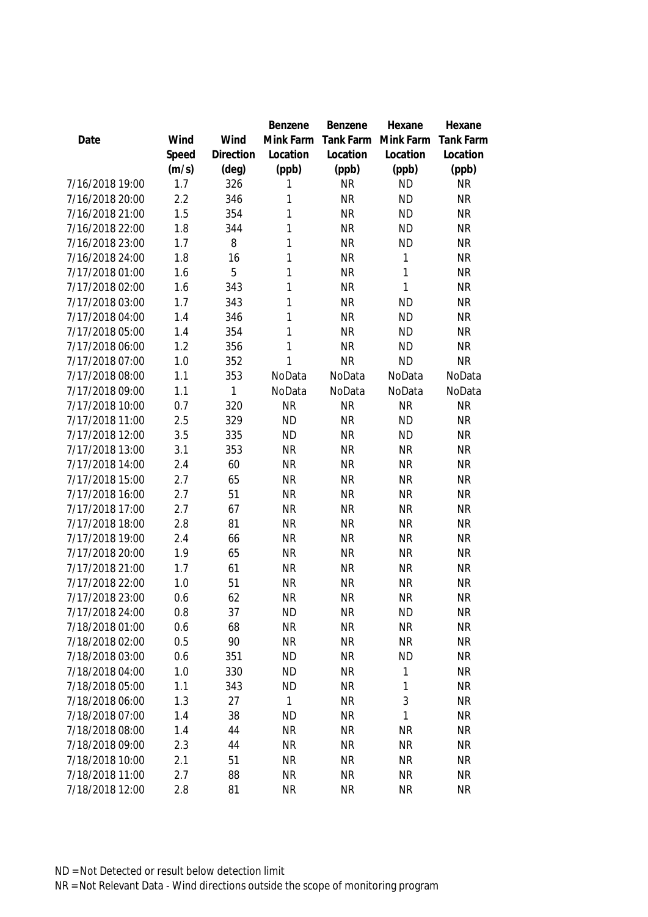| Date | Wind Speed (m/s) | Wind Direction (deg) | Benzene Mink Farm Location (ppb) | Benzene Tank Farm Location (ppb) | Hexane Mink Farm Location (ppb) | Hexane Tank Farm Location (ppb) |
|---|---|---|---|---|---|---|
| 7/16/2018 19:00 | 1.7 | 326 | 1 | NR | ND | NR |
| 7/16/2018 20:00 | 2.2 | 346 | 1 | NR | ND | NR |
| 7/16/2018 21:00 | 1.5 | 354 | 1 | NR | ND | NR |
| 7/16/2018 22:00 | 1.8 | 344 | 1 | NR | ND | NR |
| 7/16/2018 23:00 | 1.7 | 8 | 1 | NR | ND | NR |
| 7/16/2018 24:00 | 1.8 | 16 | 1 | NR | 1 | NR |
| 7/17/2018 01:00 | 1.6 | 5 | 1 | NR | 1 | NR |
| 7/17/2018 02:00 | 1.6 | 343 | 1 | NR | 1 | NR |
| 7/17/2018 03:00 | 1.7 | 343 | 1 | NR | ND | NR |
| 7/17/2018 04:00 | 1.4 | 346 | 1 | NR | ND | NR |
| 7/17/2018 05:00 | 1.4 | 354 | 1 | NR | ND | NR |
| 7/17/2018 06:00 | 1.2 | 356 | 1 | NR | ND | NR |
| 7/17/2018 07:00 | 1.0 | 352 | 1 | NR | ND | NR |
| 7/17/2018 08:00 | 1.1 | 353 | NoData | NoData | NoData | NoData |
| 7/17/2018 09:00 | 1.1 | 1 | NoData | NoData | NoData | NoData |
| 7/17/2018 10:00 | 0.7 | 320 | NR | NR | NR | NR |
| 7/17/2018 11:00 | 2.5 | 329 | ND | NR | ND | NR |
| 7/17/2018 12:00 | 3.5 | 335 | ND | NR | ND | NR |
| 7/17/2018 13:00 | 3.1 | 353 | NR | NR | NR | NR |
| 7/17/2018 14:00 | 2.4 | 60 | NR | NR | NR | NR |
| 7/17/2018 15:00 | 2.7 | 65 | NR | NR | NR | NR |
| 7/17/2018 16:00 | 2.7 | 51 | NR | NR | NR | NR |
| 7/17/2018 17:00 | 2.7 | 67 | NR | NR | NR | NR |
| 7/17/2018 18:00 | 2.8 | 81 | NR | NR | NR | NR |
| 7/17/2018 19:00 | 2.4 | 66 | NR | NR | NR | NR |
| 7/17/2018 20:00 | 1.9 | 65 | NR | NR | NR | NR |
| 7/17/2018 21:00 | 1.7 | 61 | NR | NR | NR | NR |
| 7/17/2018 22:00 | 1.0 | 51 | NR | NR | NR | NR |
| 7/17/2018 23:00 | 0.6 | 62 | NR | NR | NR | NR |
| 7/17/2018 24:00 | 0.8 | 37 | ND | NR | ND | NR |
| 7/18/2018 01:00 | 0.6 | 68 | NR | NR | NR | NR |
| 7/18/2018 02:00 | 0.5 | 90 | NR | NR | NR | NR |
| 7/18/2018 03:00 | 0.6 | 351 | ND | NR | ND | NR |
| 7/18/2018 04:00 | 1.0 | 330 | ND | NR | 1 | NR |
| 7/18/2018 05:00 | 1.1 | 343 | ND | NR | 1 | NR |
| 7/18/2018 06:00 | 1.3 | 27 | 1 | NR | 3 | NR |
| 7/18/2018 07:00 | 1.4 | 38 | ND | NR | 1 | NR |
| 7/18/2018 08:00 | 1.4 | 44 | NR | NR | NR | NR |
| 7/18/2018 09:00 | 2.3 | 44 | NR | NR | NR | NR |
| 7/18/2018 10:00 | 2.1 | 51 | NR | NR | NR | NR |
| 7/18/2018 11:00 | 2.7 | 88 | NR | NR | NR | NR |
| 7/18/2018 12:00 | 2.8 | 81 | NR | NR | NR | NR |

ND = Not Detected or result below detection limit

NR = Not Relevant Data - Wind directions outside the scope of monitoring program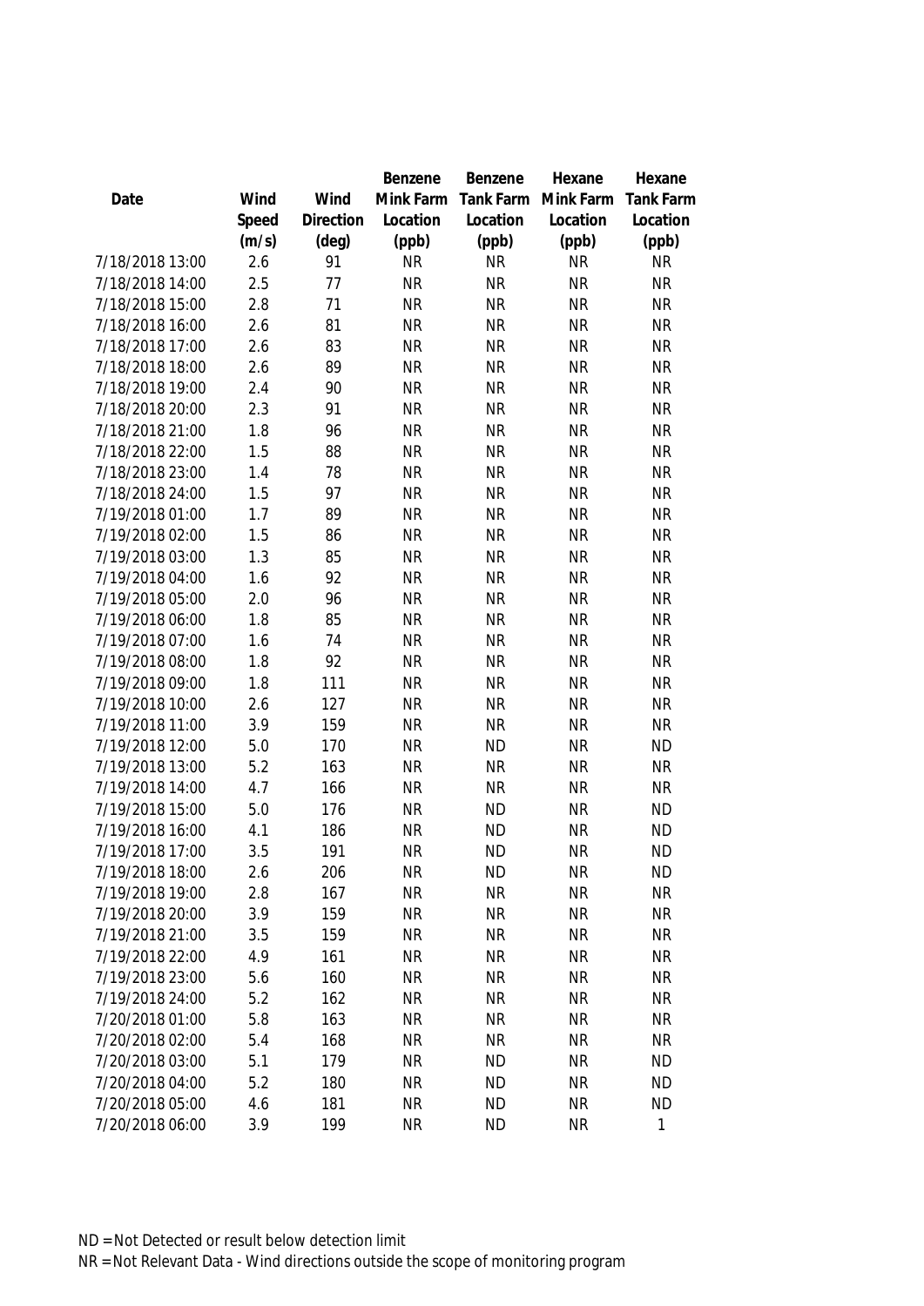| Date | Wind Speed (m/s) | Wind Direction (deg) | Benzene Mink Farm Location (ppb) | Benzene Tank Farm Location (ppb) | Hexane Mink Farm Location (ppb) | Hexane Tank Farm Location (ppb) |
|---|---|---|---|---|---|---|
| 7/18/2018 13:00 | 2.6 | 91 | NR | NR | NR | NR |
| 7/18/2018 14:00 | 2.5 | 77 | NR | NR | NR | NR |
| 7/18/2018 15:00 | 2.8 | 71 | NR | NR | NR | NR |
| 7/18/2018 16:00 | 2.6 | 81 | NR | NR | NR | NR |
| 7/18/2018 17:00 | 2.6 | 83 | NR | NR | NR | NR |
| 7/18/2018 18:00 | 2.6 | 89 | NR | NR | NR | NR |
| 7/18/2018 19:00 | 2.4 | 90 | NR | NR | NR | NR |
| 7/18/2018 20:00 | 2.3 | 91 | NR | NR | NR | NR |
| 7/18/2018 21:00 | 1.8 | 96 | NR | NR | NR | NR |
| 7/18/2018 22:00 | 1.5 | 88 | NR | NR | NR | NR |
| 7/18/2018 23:00 | 1.4 | 78 | NR | NR | NR | NR |
| 7/18/2018 24:00 | 1.5 | 97 | NR | NR | NR | NR |
| 7/19/2018 01:00 | 1.7 | 89 | NR | NR | NR | NR |
| 7/19/2018 02:00 | 1.5 | 86 | NR | NR | NR | NR |
| 7/19/2018 03:00 | 1.3 | 85 | NR | NR | NR | NR |
| 7/19/2018 04:00 | 1.6 | 92 | NR | NR | NR | NR |
| 7/19/2018 05:00 | 2.0 | 96 | NR | NR | NR | NR |
| 7/19/2018 06:00 | 1.8 | 85 | NR | NR | NR | NR |
| 7/19/2018 07:00 | 1.6 | 74 | NR | NR | NR | NR |
| 7/19/2018 08:00 | 1.8 | 92 | NR | NR | NR | NR |
| 7/19/2018 09:00 | 1.8 | 111 | NR | NR | NR | NR |
| 7/19/2018 10:00 | 2.6 | 127 | NR | NR | NR | NR |
| 7/19/2018 11:00 | 3.9 | 159 | NR | NR | NR | NR |
| 7/19/2018 12:00 | 5.0 | 170 | NR | ND | NR | ND |
| 7/19/2018 13:00 | 5.2 | 163 | NR | NR | NR | NR |
| 7/19/2018 14:00 | 4.7 | 166 | NR | NR | NR | NR |
| 7/19/2018 15:00 | 5.0 | 176 | NR | ND | NR | ND |
| 7/19/2018 16:00 | 4.1 | 186 | NR | ND | NR | ND |
| 7/19/2018 17:00 | 3.5 | 191 | NR | ND | NR | ND |
| 7/19/2018 18:00 | 2.6 | 206 | NR | ND | NR | ND |
| 7/19/2018 19:00 | 2.8 | 167 | NR | NR | NR | NR |
| 7/19/2018 20:00 | 3.9 | 159 | NR | NR | NR | NR |
| 7/19/2018 21:00 | 3.5 | 159 | NR | NR | NR | NR |
| 7/19/2018 22:00 | 4.9 | 161 | NR | NR | NR | NR |
| 7/19/2018 23:00 | 5.6 | 160 | NR | NR | NR | NR |
| 7/19/2018 24:00 | 5.2 | 162 | NR | NR | NR | NR |
| 7/20/2018 01:00 | 5.8 | 163 | NR | NR | NR | NR |
| 7/20/2018 02:00 | 5.4 | 168 | NR | NR | NR | NR |
| 7/20/2018 03:00 | 5.1 | 179 | NR | ND | NR | ND |
| 7/20/2018 04:00 | 5.2 | 180 | NR | ND | NR | ND |
| 7/20/2018 05:00 | 4.6 | 181 | NR | ND | NR | ND |
| 7/20/2018 06:00 | 3.9 | 199 | NR | ND | NR | 1 |

ND = Not Detected or result below detection limit

NR = Not Relevant Data - Wind directions outside the scope of monitoring program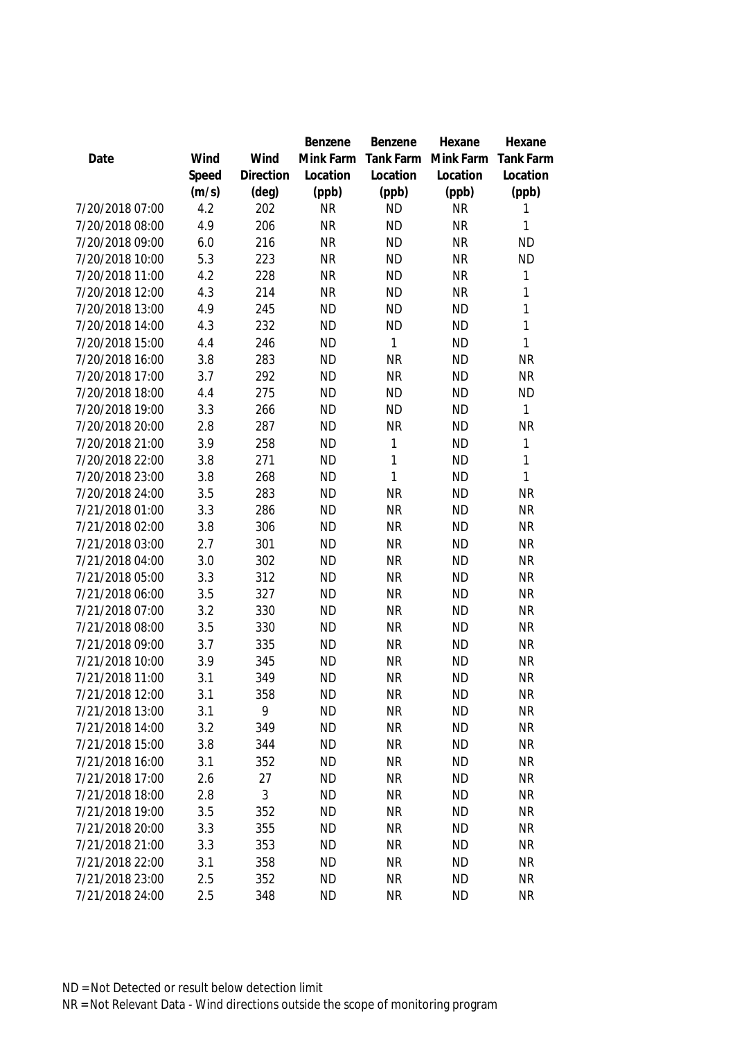| Date | Wind Speed (m/s) | Wind Direction (deg) | Benzene Mink Farm Location (ppb) | Benzene Tank Farm Location (ppb) | Hexane Mink Farm Location (ppb) | Hexane Tank Farm Location (ppb) |
|---|---|---|---|---|---|---|
| 7/20/2018 07:00 | 4.2 | 202 | NR | ND | NR | 1 |
| 7/20/2018 08:00 | 4.9 | 206 | NR | ND | NR | 1 |
| 7/20/2018 09:00 | 6.0 | 216 | NR | ND | NR | ND |
| 7/20/2018 10:00 | 5.3 | 223 | NR | ND | NR | ND |
| 7/20/2018 11:00 | 4.2 | 228 | NR | ND | NR | 1 |
| 7/20/2018 12:00 | 4.3 | 214 | NR | ND | NR | 1 |
| 7/20/2018 13:00 | 4.9 | 245 | ND | ND | ND | 1 |
| 7/20/2018 14:00 | 4.3 | 232 | ND | ND | ND | 1 |
| 7/20/2018 15:00 | 4.4 | 246 | ND | 1 | ND | 1 |
| 7/20/2018 16:00 | 3.8 | 283 | ND | NR | ND | NR |
| 7/20/2018 17:00 | 3.7 | 292 | ND | NR | ND | NR |
| 7/20/2018 18:00 | 4.4 | 275 | ND | ND | ND | ND |
| 7/20/2018 19:00 | 3.3 | 266 | ND | ND | ND | 1 |
| 7/20/2018 20:00 | 2.8 | 287 | ND | NR | ND | NR |
| 7/20/2018 21:00 | 3.9 | 258 | ND | 1 | ND | 1 |
| 7/20/2018 22:00 | 3.8 | 271 | ND | 1 | ND | 1 |
| 7/20/2018 23:00 | 3.8 | 268 | ND | 1 | ND | 1 |
| 7/20/2018 24:00 | 3.5 | 283 | ND | NR | ND | NR |
| 7/21/2018 01:00 | 3.3 | 286 | ND | NR | ND | NR |
| 7/21/2018 02:00 | 3.8 | 306 | ND | NR | ND | NR |
| 7/21/2018 03:00 | 2.7 | 301 | ND | NR | ND | NR |
| 7/21/2018 04:00 | 3.0 | 302 | ND | NR | ND | NR |
| 7/21/2018 05:00 | 3.3 | 312 | ND | NR | ND | NR |
| 7/21/2018 06:00 | 3.5 | 327 | ND | NR | ND | NR |
| 7/21/2018 07:00 | 3.2 | 330 | ND | NR | ND | NR |
| 7/21/2018 08:00 | 3.5 | 330 | ND | NR | ND | NR |
| 7/21/2018 09:00 | 3.7 | 335 | ND | NR | ND | NR |
| 7/21/2018 10:00 | 3.9 | 345 | ND | NR | ND | NR |
| 7/21/2018 11:00 | 3.1 | 349 | ND | NR | ND | NR |
| 7/21/2018 12:00 | 3.1 | 358 | ND | NR | ND | NR |
| 7/21/2018 13:00 | 3.1 | 9 | ND | NR | ND | NR |
| 7/21/2018 14:00 | 3.2 | 349 | ND | NR | ND | NR |
| 7/21/2018 15:00 | 3.8 | 344 | ND | NR | ND | NR |
| 7/21/2018 16:00 | 3.1 | 352 | ND | NR | ND | NR |
| 7/21/2018 17:00 | 2.6 | 27 | ND | NR | ND | NR |
| 7/21/2018 18:00 | 2.8 | 3 | ND | NR | ND | NR |
| 7/21/2018 19:00 | 3.5 | 352 | ND | NR | ND | NR |
| 7/21/2018 20:00 | 3.3 | 355 | ND | NR | ND | NR |
| 7/21/2018 21:00 | 3.3 | 353 | ND | NR | ND | NR |
| 7/21/2018 22:00 | 3.1 | 358 | ND | NR | ND | NR |
| 7/21/2018 23:00 | 2.5 | 352 | ND | NR | ND | NR |
| 7/21/2018 24:00 | 2.5 | 348 | ND | NR | ND | NR |

ND = Not Detected or result below detection limit

NR = Not Relevant Data - Wind directions outside the scope of monitoring program